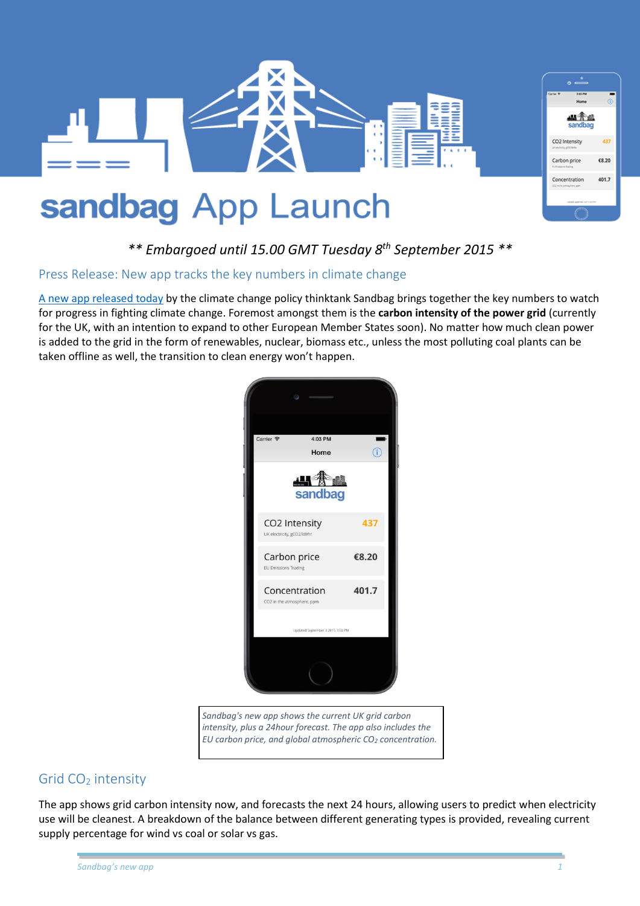# sandbag App Launch

*** Embargoed until 15.00 GMT Tuesday 8th September 2015 ***

## Press Release: New app tracks the key numbers in climate change

A new app released today by the climate change policy thinktank Sandbag brings together the key numbers to watch for progress in fighting climate change. Foremost amongst them is the **carbon intensity of the power grid** (currently for the UK, with an intention to expand to other European Member States soon). No matter how much clean power is added to the grid in the form of renewables, nuclear, biomass etc., unless the most polluting coal plants can be taken offline as well, the transition to clean energy won't happen.

*Sandbag's new app shows the current UK grid carbon intensity, plus a 24hour forecast. The app also includes the EU carbon price, and global atmospheric $CO_2$ concentration.*

## Grid $CO_2$ intensity

The app shows grid carbon intensity now, and forecasts the next 24 hours, allowing users to predict when electricity use will be cleanest. A breakdown of the balance between different generating types is provided, revealing current supply percentage for wind vs coal or solar vs gas.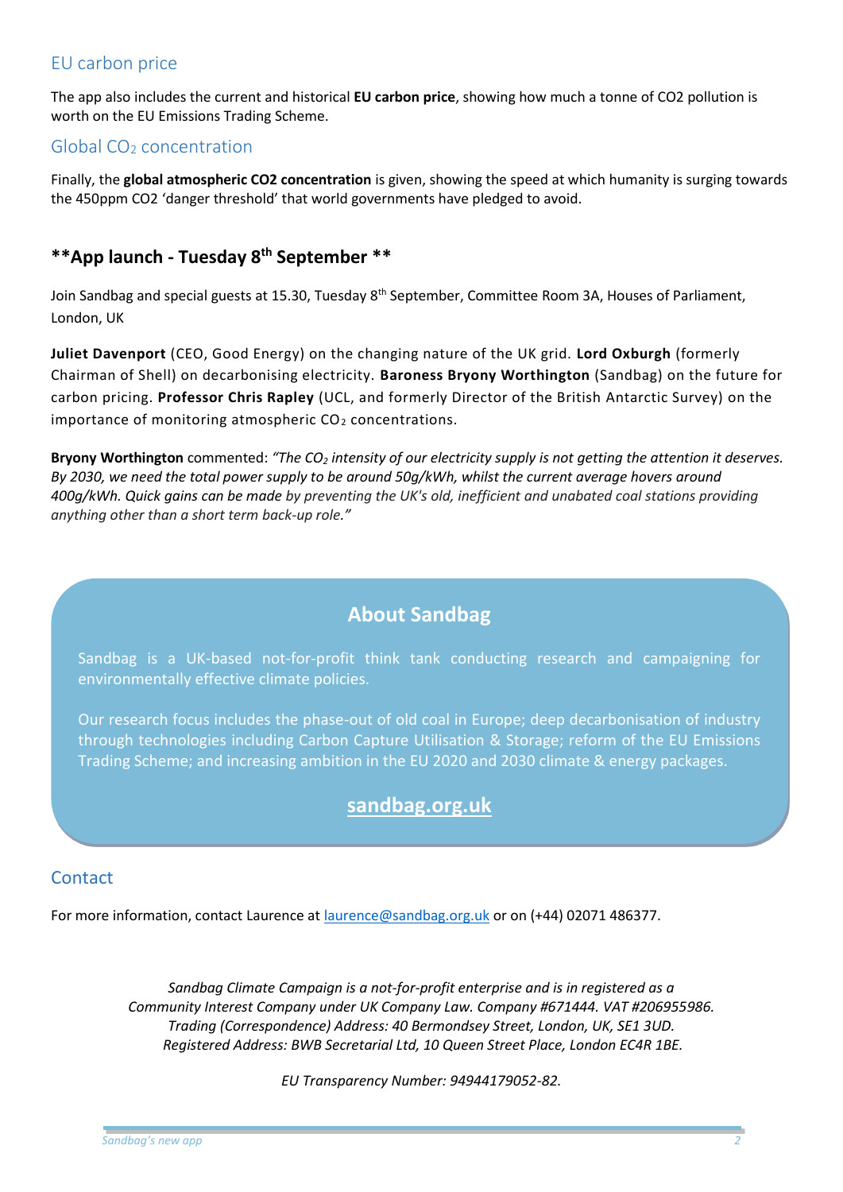## EU carbon price

The app also includes the current and historical **EU carbon price**, showing how much a tonne of CO2 pollution is worth on the EU Emissions Trading Scheme.

## Global $CO_2$ concentration

Finally, the **global atmospheric CO2 concentration** is given, showing the speed at which humanity is surging towards the 450ppm CO2 'danger threshold' that world governments have pledged to avoid.

## **App launch - Tuesday 8th September **

Join Sandbag and special guests at 15.30, Tuesday 8th September, Committee Room 3A, Houses of Parliament, London, UK

**Juliet Davenport** (CEO, Good Energy) on the changing nature of the UK grid. **Lord Oxburgh** (formerly Chairman of Shell) on decarbonising electricity. **Baroness Bryony Worthington** (Sandbag) on the future for carbon pricing. **Professor Chris Rapley** (UCL, and formerly Director of the British Antarctic Survey) on the importance of monitoring atmospheric $CO_2$ concentrations.

**Bryony Worthington** commented: *"The $CO_2$ intensity of our electricity supply is not getting the attention it deserves. By 2030, we need the total power supply to be around 50g/kWh, whilst the current average hovers around 400g/kWh. Quick gains can be made by preventing the UK's old, inefficient and unabated coal stations providing anything other than a short term back-up role."*

## About Sandbag

Sandbag is a UK-based not-for-profit think tank conducting research and campaigning for environmentally effective climate policies.

Our research focus includes the phase-out of old coal in Europe; deep decarbonisation of industry through technologies including Carbon Capture Utilisation & Storage; reform of the EU Emissions Trading Scheme; and increasing ambition in the EU 2020 and 2030 climate & energy packages.

**sandbag.org.uk**

## Contact

For more information, contact Laurence at laurence@sandbag.org.uk or on (+44) 02071 486377.

*Sandbag Climate Campaign is a not-for-profit enterprise and is in registered as a Community Interest Company under UK Company Law. Company #671444. VAT #206955986. Trading (Correspondence) Address: 40 Bermondsey Street, London, UK, SE1 3UD. Registered Address: BWB Secretarial Ltd, 10 Queen Street Place, London EC4R 1BE.*

*EU Transparency Number: 94944179052-82.*